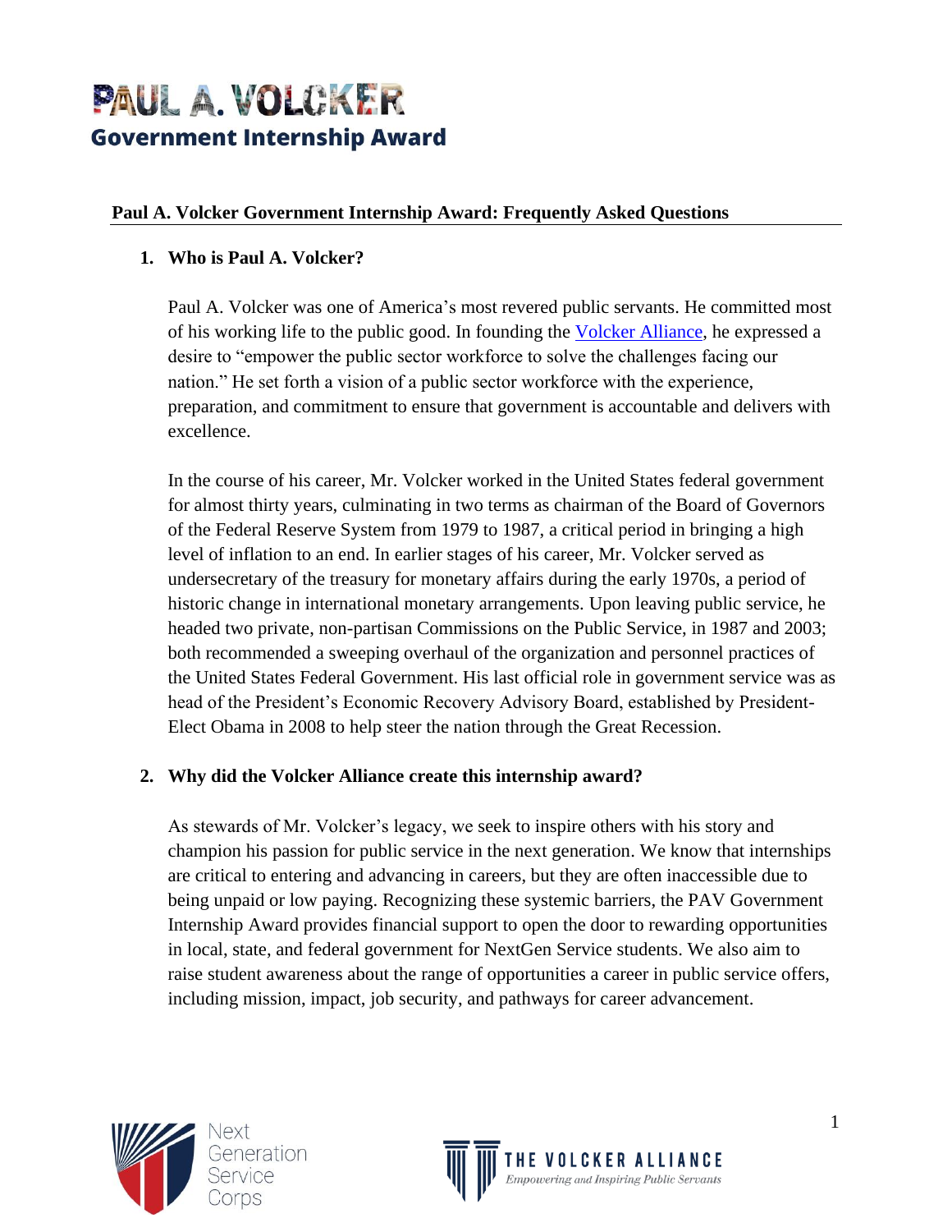# PAUL A. VOLCKER
## Government Internship Award

**Paul A. Volcker Government Internship Award: Frequently Asked Questions**

1. **Who is Paul A. Volcker?**

   Paul A. Volcker was one of America's most revered public servants. He committed most of his working life to the public good. In founding the Volcker Alliance, he expressed a desire to "empower the public sector workforce to solve the challenges facing our nation." He set forth a vision of a public sector workforce with the experience, preparation, and commitment to ensure that government is accountable and delivers with excellence.

   In the course of his career, Mr. Volcker worked in the United States federal government for almost thirty years, culminating in two terms as chairman of the Board of Governors of the Federal Reserve System from 1979 to 1987, a critical period in bringing a high level of inflation to an end. In earlier stages of his career, Mr. Volcker served as undersecretary of the treasury for monetary affairs during the early 1970s, a period of historic change in international monetary arrangements. Upon leaving public service, he headed two private, non-partisan Commissions on the Public Service, in 1987 and 2003; both recommended a sweeping overhaul of the organization and personnel practices of the United States Federal Government. His last official role in government service was as head of the President's Economic Recovery Advisory Board, established by President-Elect Obama in 2008 to help steer the nation through the Great Recession.

2. **Why did the Volcker Alliance create this internship award?**

   As stewards of Mr. Volcker's legacy, we seek to inspire others with his story and champion his passion for public service in the next generation. We know that internships are critical to entering and advancing in careers, but they are often inaccessible due to being unpaid or low paying. Recognizing these systemic barriers, the PAV Government Internship Award provides financial support to open the door to rewarding opportunities in local, state, and federal government for NextGen Service students. We also aim to raise student awareness about the range of opportunities a career in public service offers, including mission, impact, job security, and pathways for career advancement.

Next Generation Service Corps

THE VOLCKER ALLIANCE
*Empowering and Inspiring Public Servants*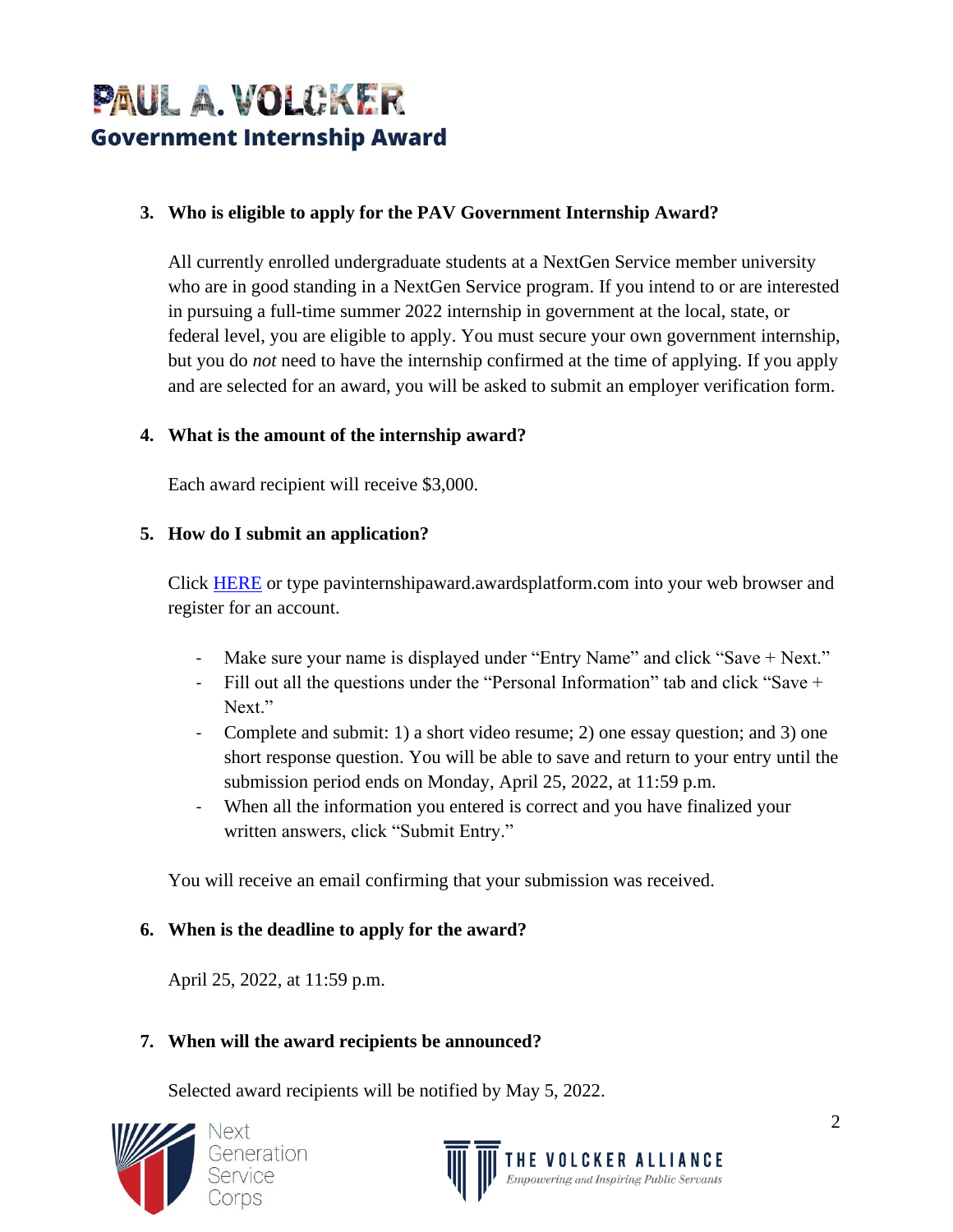**3. Who is eligible to apply for the PAV Government Internship Award?**

All currently enrolled undergraduate students at a NextGen Service member university who are in good standing in a NextGen Service program. If you intend to or are interested in pursuing a full-time summer 2022 internship in government at the local, state, or federal level, you are eligible to apply. You must secure your own government internship, but you do *not* need to have the internship confirmed at the time of applying. If you apply and are selected for an award, you will be asked to submit an employer verification form.

**4. What is the amount of the internship award?**

Each award recipient will receive $3,000.

**5. How do I submit an application?**

Click [HERE](pavinternshipaward.awardsplatform.com) or type pavinternshipaward.awardsplatform.com into your web browser and register for an account.

- Make sure your name is displayed under "Entry Name" and click "Save + Next."
- Fill out all the questions under the "Personal Information" tab and click "Save + Next."
- Complete and submit: 1) a short video resume; 2) one essay question; and 3) one short response question. You will be able to save and return to your entry until the submission period ends on Monday, April 25, 2022, at 11:59 p.m.
- When all the information you entered is correct and you have finalized your written answers, click "Submit Entry."

You will receive an email confirming that your submission was received.

**6. When is the deadline to apply for the award?**

April 25, 2022, at 11:59 p.m.

**7. When will the award recipients be announced?**

Selected award recipients will be notified by May 5, 2022.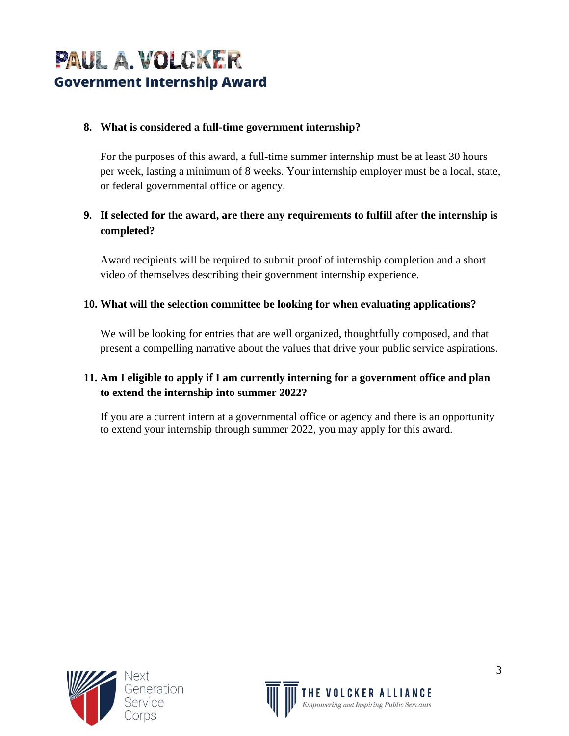# PAUL A. VOLCKER
## Government Internship Award

8. **What is considered a full-time government internship?**

   For the purposes of this award, a full-time summer internship must be at least 30 hours per week, lasting a minimum of 8 weeks. Your internship employer must be a local, state, or federal governmental office or agency.

9. **If selected for the award, are there any requirements to fulfill after the internship is completed?**

   Award recipients will be required to submit proof of internship completion and a short video of themselves describing their government internship experience.

10. **What will the selection committee be looking for when evaluating applications?**

    We will be looking for entries that are well organized, thoughtfully composed, and that present a compelling narrative about the values that drive your public service aspirations.

11. **Am I eligible to apply if I am currently interning for a government office and plan to extend the internship into summer 2022?**

    If you are a current intern at a governmental office or agency and there is an opportunity to extend your internship through summer 2022, you may apply for this award.

Next Generation Service Corps

THE VOLCKER ALLIANCE
*Empowering and Inspiring Public Servants*